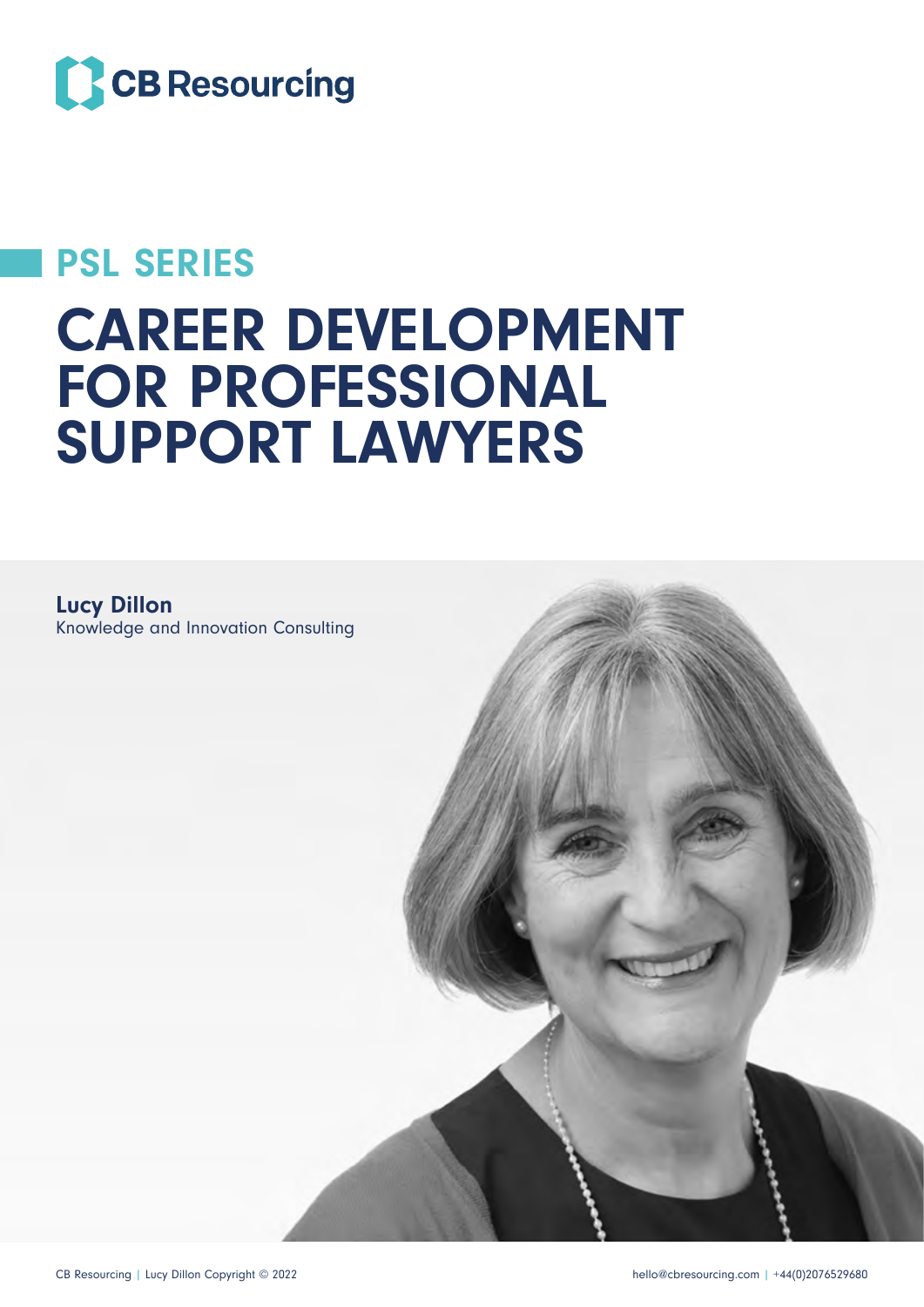CB Resourcing

## PSL SERIES

# CAREER DEVELOPMENT FOR PROFESSIONAL SUPPORT LAWYERS

**Lucy Dillon**
Knowledge and Innovation Consulting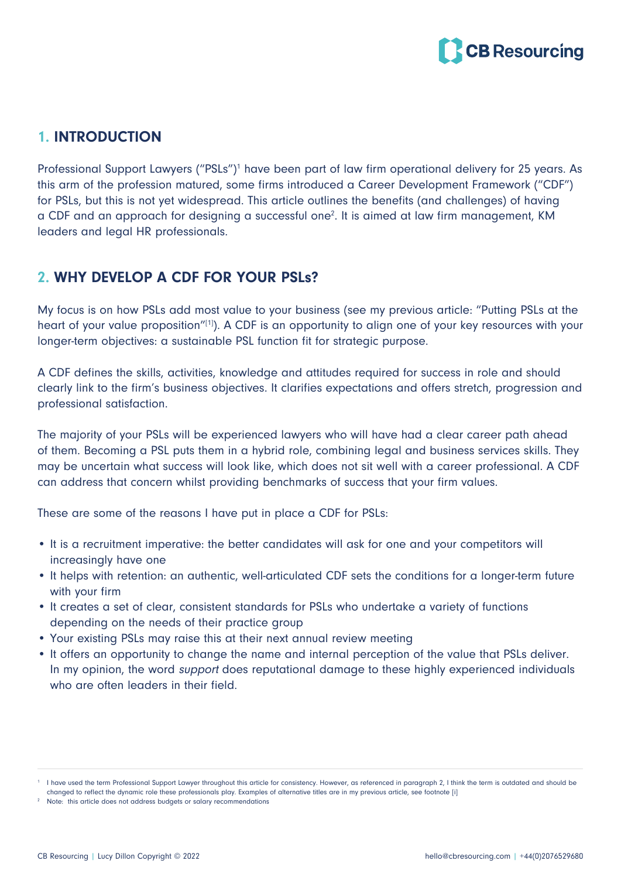## 1. INTRODUCTION

Professional Support Lawyers ("PSLs")[1] have been part of law firm operational delivery for 25 years. As this arm of the profession matured, some firms introduced a Career Development Framework ("CDF") for PSLs, but this is not yet widespread. This article outlines the benefits (and challenges) of having a CDF and an approach for designing a successful one[2]. It is aimed at law firm management, KM leaders and legal HR professionals.

## 2. WHY DEVELOP A CDF FOR YOUR PSLs?

My focus is on how PSLs add most value to your business (see my previous article: "Putting PSLs at the heart of your value proposition"[[1]]). A CDF is an opportunity to align one of your key resources with your longer-term objectives: a sustainable PSL function fit for strategic purpose.

A CDF defines the skills, activities, knowledge and attitudes required for success in role and should clearly link to the firm's business objectives. It clarifies expectations and offers stretch, progression and professional satisfaction.

The majority of your PSLs will be experienced lawyers who will have had a clear career path ahead of them. Becoming a PSL puts them in a hybrid role, combining legal and business services skills. They may be uncertain what success will look like, which does not sit well with a career professional. A CDF can address that concern whilst providing benchmarks of success that your firm values.

These are some of the reasons I have put in place a CDF for PSLs:

- It is a recruitment imperative: the better candidates will ask for one and your competitors will increasingly have one
- It helps with retention: an authentic, well-articulated CDF sets the conditions for a longer-term future with your firm
- It creates a set of clear, consistent standards for PSLs who undertake a variety of functions depending on the needs of their practice group
- Your existing PSLs may raise this at their next annual review meeting
- It offers an opportunity to change the name and internal perception of the value that PSLs deliver. In my opinion, the word *support* does reputational damage to these highly experienced individuals who are often leaders in their field.

---

[1] I have used the term Professional Support Lawyer throughout this article for consistency. However, as referenced in paragraph 2, I think the term is outdated and should be changed to reflect the dynamic role these professionals play. Examples of alternative titles are in my previous article, see footnote [i]

[2] Note: this article does not address budgets or salary recommendations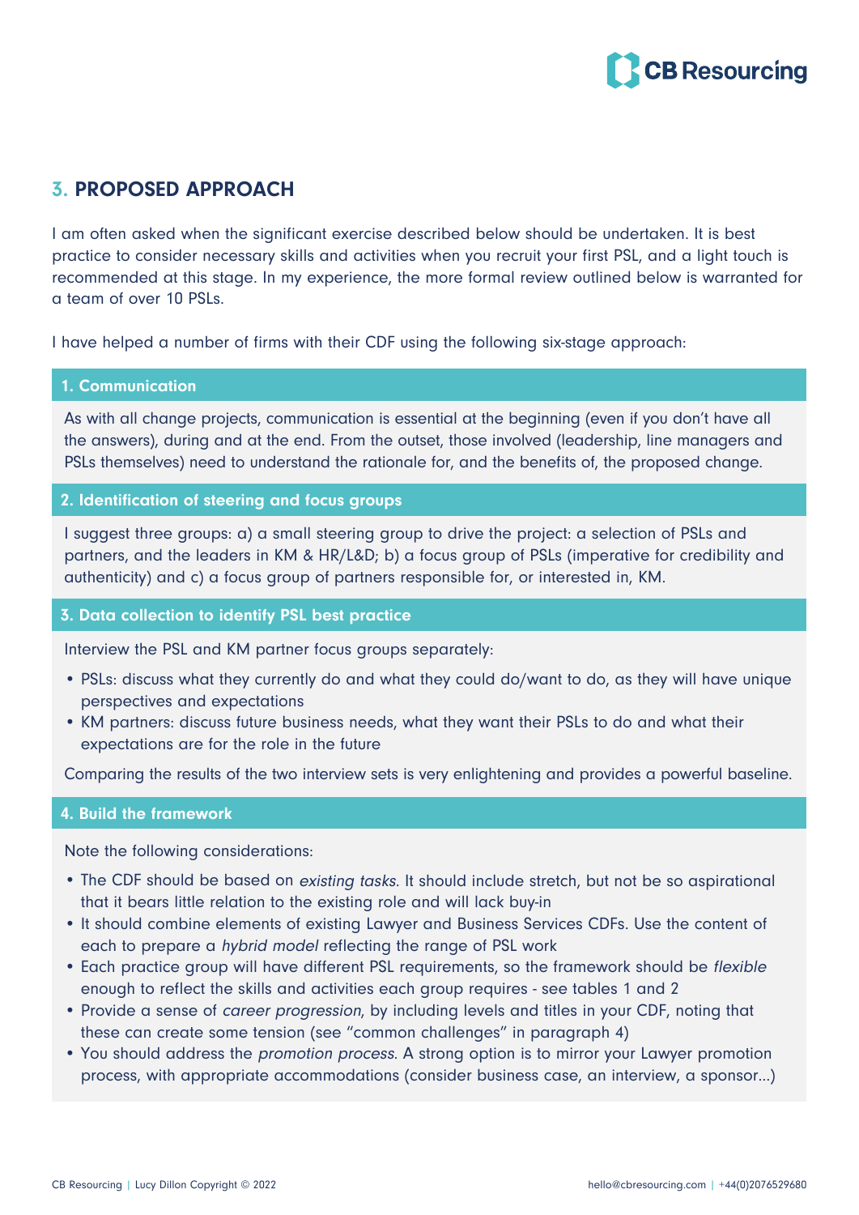## 3. PROPOSED APPROACH

I am often asked when the significant exercise described below should be undertaken. It is best practice to consider necessary skills and activities when you recruit your first PSL, and a light touch is recommended at this stage. In my experience, the more formal review outlined below is warranted for a team of over 10 PSLs.

I have helped a number of firms with their CDF using the following six-stage approach:

### 1. Communication

As with all change projects, communication is essential at the beginning (even if you don't have all the answers), during and at the end. From the outset, those involved (leadership, line managers and PSLs themselves) need to understand the rationale for, and the benefits of, the proposed change.

### 2. Identification of steering and focus groups

I suggest three groups: a) a small steering group to drive the project: a selection of PSLs and partners, and the leaders in KM & HR/L&D; b) a focus group of PSLs (imperative for credibility and authenticity) and c) a focus group of partners responsible for, or interested in, KM.

### 3. Data collection to identify PSL best practice

Interview the PSL and KM partner focus groups separately:

- PSLs: discuss what they currently do and what they could do/want to do, as they will have unique perspectives and expectations
- KM partners: discuss future business needs, what they want their PSLs to do and what their expectations are for the role in the future

Comparing the results of the two interview sets is very enlightening and provides a powerful baseline.

### 4. Build the framework

Note the following considerations:

- The CDF should be based on *existing tasks*. It should include stretch, but not be so aspirational that it bears little relation to the existing role and will lack buy-in
- It should combine elements of existing Lawyer and Business Services CDFs. Use the content of each to prepare a *hybrid model* reflecting the range of PSL work
- Each practice group will have different PSL requirements, so the framework should be *flexible* enough to reflect the skills and activities each group requires - see tables 1 and 2
- Provide a sense of *career progression*, by including levels and titles in your CDF, noting that these can create some tension (see "common challenges" in paragraph 4)
- You should address the *promotion process*. A strong option is to mirror your Lawyer promotion process, with appropriate accommodations (consider business case, an interview, a sponsor...)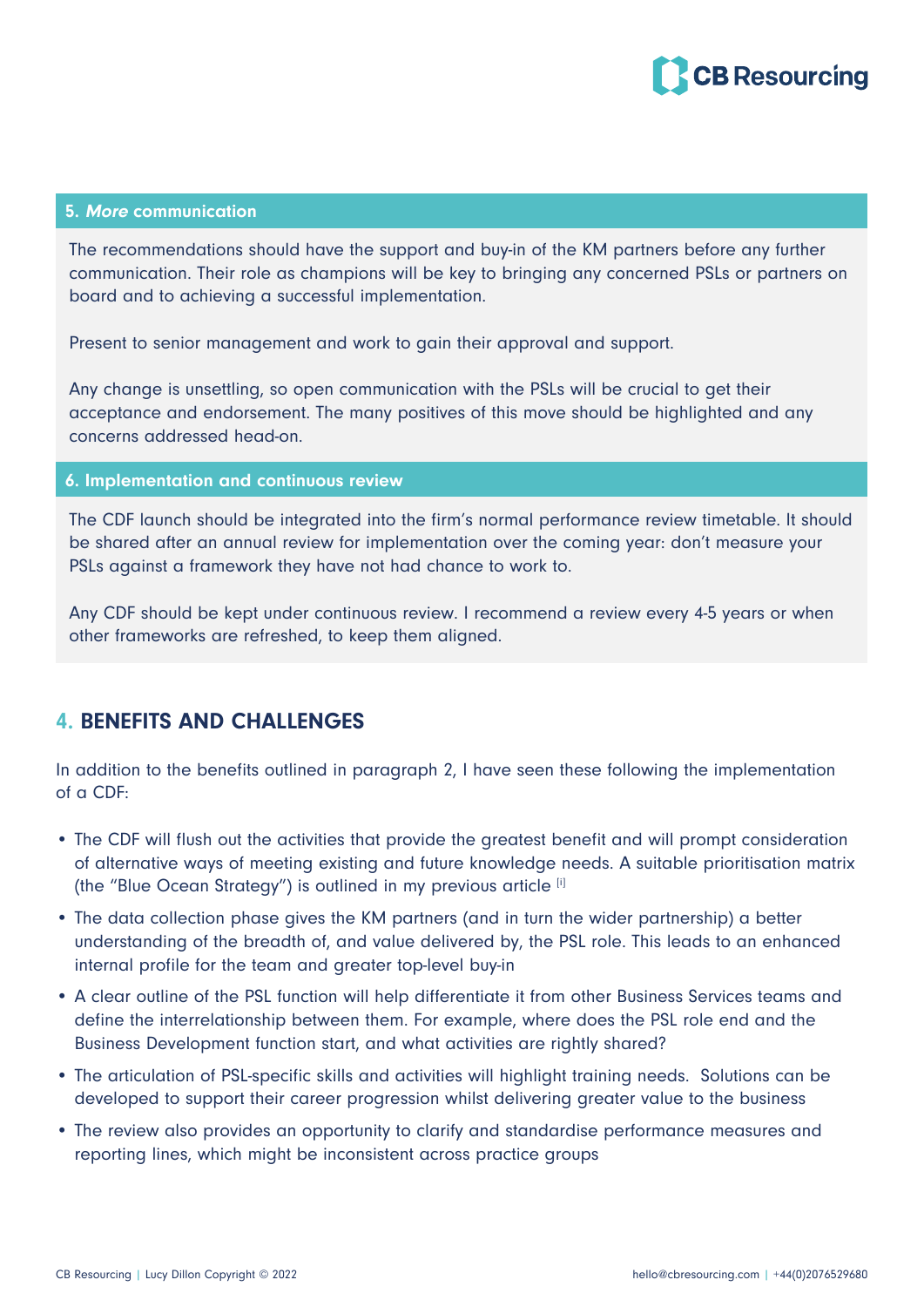### 5. *More* communication

The recommendations should have the support and buy-in of the KM partners before any further communication. Their role as champions will be key to bringing any concerned PSLs or partners on board and to achieving a successful implementation.

Present to senior management and work to gain their approval and support.

Any change is unsettling, so open communication with the PSLs will be crucial to get their acceptance and endorsement. The many positives of this move should be highlighted and any concerns addressed head-on.

### 6. Implementation and continuous review

The CDF launch should be integrated into the firm's normal performance review timetable. It should be shared after an annual review for implementation over the coming year: don't measure your PSLs against a framework they have not had chance to work to.

Any CDF should be kept under continuous review. I recommend a review every 4-5 years or when other frameworks are refreshed, to keep them aligned.

## 4. BENEFITS AND CHALLENGES

In addition to the benefits outlined in paragraph 2, I have seen these following the implementation of a CDF:

- The CDF will flush out the activities that provide the greatest benefit and will prompt consideration of alternative ways of meeting existing and future knowledge needs. A suitable prioritisation matrix (the "Blue Ocean Strategy") is outlined in my previous article [i]
- The data collection phase gives the KM partners (and in turn the wider partnership) a better understanding of the breadth of, and value delivered by, the PSL role. This leads to an enhanced internal profile for the team and greater top-level buy-in
- A clear outline of the PSL function will help differentiate it from other Business Services teams and define the interrelationship between them. For example, where does the PSL role end and the Business Development function start, and what activities are rightly shared?
- The articulation of PSL-specific skills and activities will highlight training needs. Solutions can be developed to support their career progression whilst delivering greater value to the business
- The review also provides an opportunity to clarify and standardise performance measures and reporting lines, which might be inconsistent across practice groups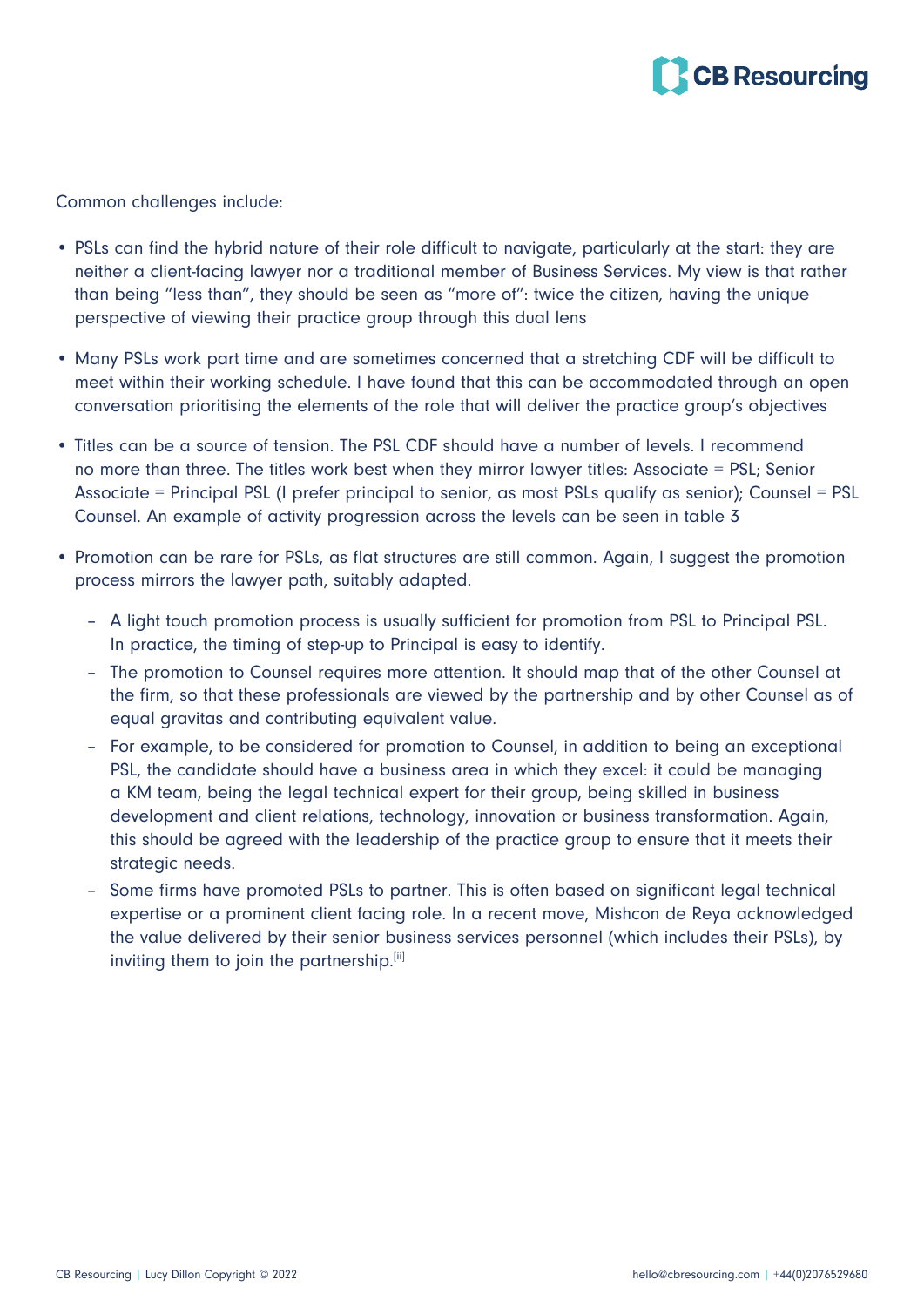Common challenges include:

- PSLs can find the hybrid nature of their role difficult to navigate, particularly at the start: they are neither a client-facing lawyer nor a traditional member of Business Services. My view is that rather than being "less than", they should be seen as "more of": twice the citizen, having the unique perspective of viewing their practice group through this dual lens
- Many PSLs work part time and are sometimes concerned that a stretching CDF will be difficult to meet within their working schedule. I have found that this can be accommodated through an open conversation prioritising the elements of the role that will deliver the practice group's objectives
- Titles can be a source of tension. The PSL CDF should have a number of levels. I recommend no more than three. The titles work best when they mirror lawyer titles: Associate = PSL; Senior Associate = Principal PSL (I prefer principal to senior, as most PSLs qualify as senior); Counsel = PSL Counsel. An example of activity progression across the levels can be seen in table 3
- Promotion can be rare for PSLs, as flat structures are still common. Again, I suggest the promotion process mirrors the lawyer path, suitably adapted.
  - A light touch promotion process is usually sufficient for promotion from PSL to Principal PSL. In practice, the timing of step-up to Principal is easy to identify.
  - The promotion to Counsel requires more attention. It should map that of the other Counsel at the firm, so that these professionals are viewed by the partnership and by other Counsel as of equal gravitas and contributing equivalent value.
  - For example, to be considered for promotion to Counsel, in addition to being an exceptional PSL, the candidate should have a business area in which they excel: it could be managing a KM team, being the legal technical expert for their group, being skilled in business development and client relations, technology, innovation or business transformation. Again, this should be agreed with the leadership of the practice group to ensure that it meets their strategic needs.
  - Some firms have promoted PSLs to partner. This is often based on significant legal technical expertise or a prominent client facing role. In a recent move, Mishcon de Reya acknowledged the value delivered by their senior business services personnel (which includes their PSLs), by inviting them to join the partnership.[ii]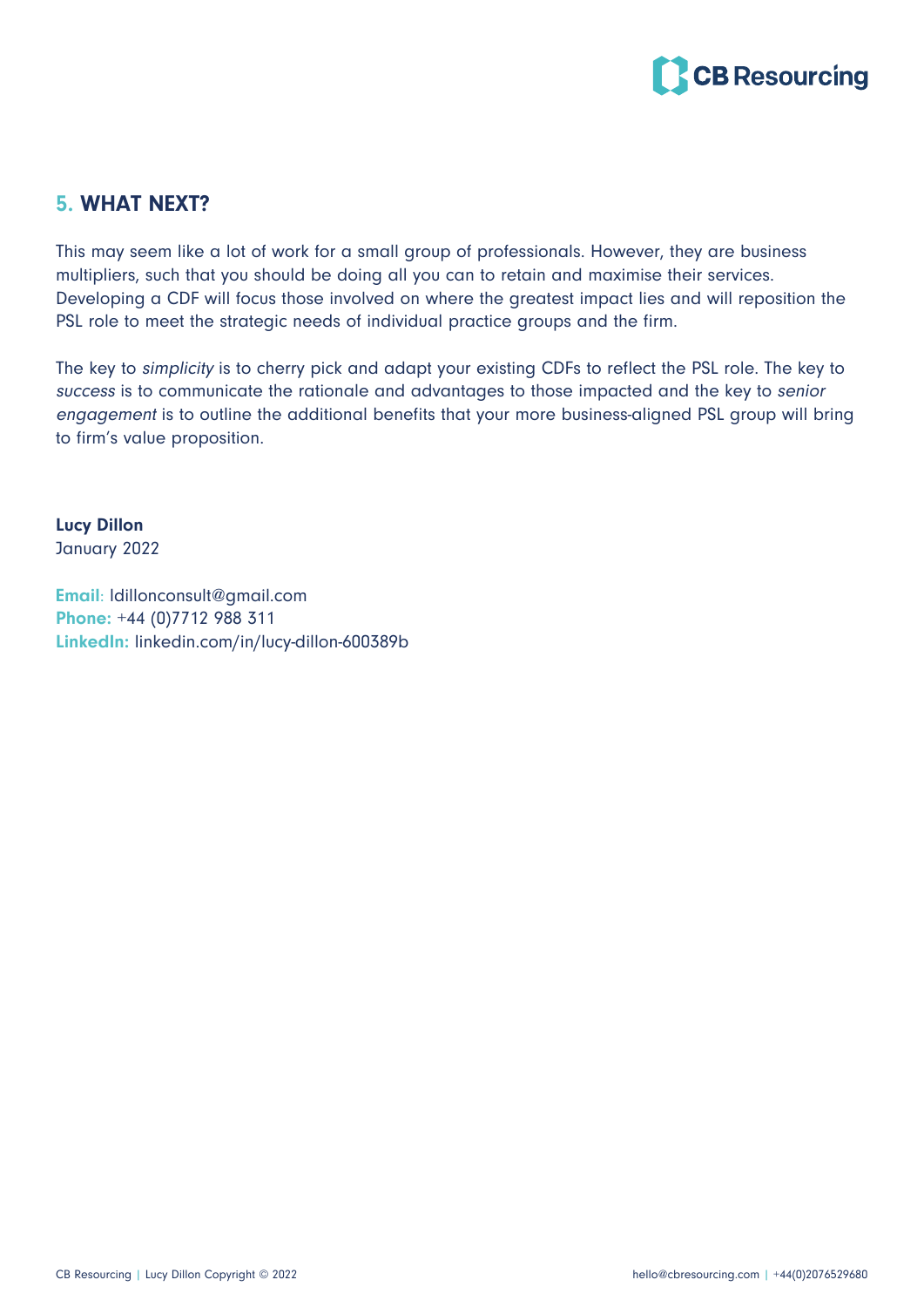## 5. WHAT NEXT?

This may seem like a lot of work for a small group of professionals. However, they are business multipliers, such that you should be doing all you can to retain and maximise their services. Developing a CDF will focus those involved on where the greatest impact lies and will reposition the PSL role to meet the strategic needs of individual practice groups and the firm.

The key to *simplicity* is to cherry pick and adapt your existing CDFs to reflect the PSL role. The key to *success* is to communicate the rationale and advantages to those impacted and the key to *senior engagement* is to outline the additional benefits that your more business-aligned PSL group will bring to firm's value proposition.

**Lucy Dillon**
January 2022

**Email**: ldillonconsult@gmail.com
**Phone:** +44 (0)7712 988 311
**LinkedIn:** linkedin.com/in/lucy-dillon-600389b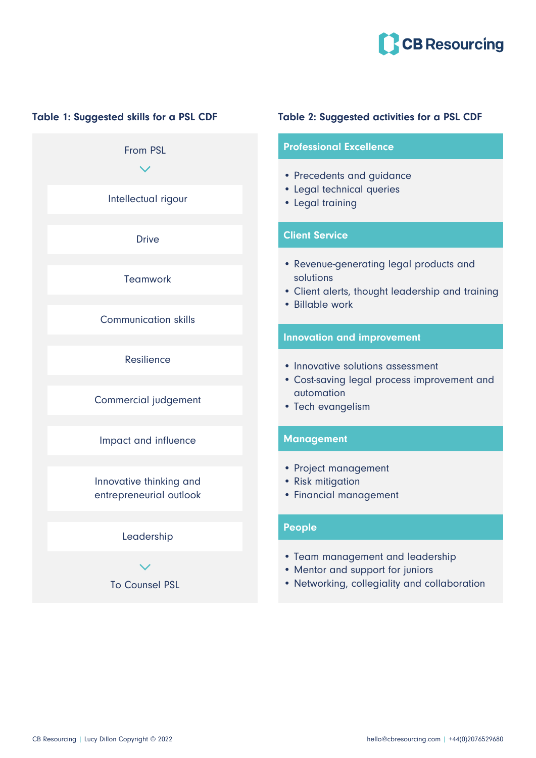### Table 1: Suggested skills for a PSL CDF

From PSL

- Intellectual rigour
- Drive
- Teamwork
- Communication skills
- Resilience
- Commercial judgement
- Impact and influence
- Innovative thinking and entrepreneurial outlook
- Leadership

To Counsel PSL

### Table 2: Suggested activities for a PSL CDF

**Professional Excellence**

- Precedents and guidance
- Legal technical queries
- Legal training

**Client Service**

- Revenue-generating legal products and solutions
- Client alerts, thought leadership and training
- Billable work

**Innovation and improvement**

- Innovative solutions assessment
- Cost-saving legal process improvement and automation
- Tech evangelism

**Management**

- Project management
- Risk mitigation
- Financial management

**People**

- Team management and leadership
- Mentor and support for juniors
- Networking, collegiality and collaboration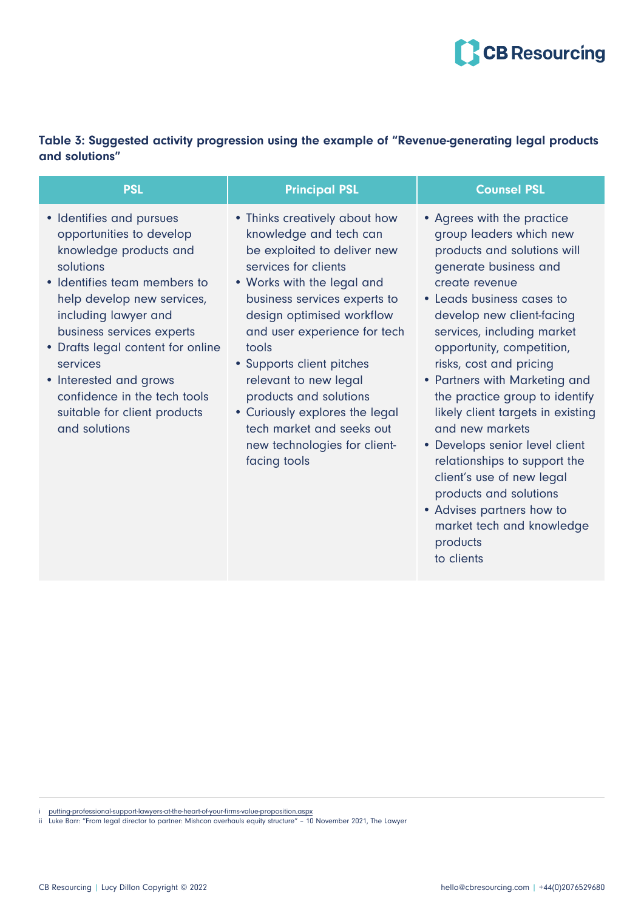**Table 3: Suggested activity progression using the example of "Revenue-generating legal products and solutions"**

| PSL | Principal PSL | Counsel PSL |
|---|---|---|
| • Identifies and pursues opportunities to develop knowledge products and solutions<br>• Identifies team members to help develop new services, including lawyer and business services experts<br>• Drafts legal content for online services<br>• Interested and grows confidence in the tech tools suitable for client products and solutions | • Thinks creatively about how knowledge and tech can be exploited to deliver new services for clients<br>• Works with the legal and business services experts to design optimised workflow and user experience for tech tools<br>• Supports client pitches relevant to new legal products and solutions<br>• Curiously explores the legal tech market and seeks out new technologies for client-facing tools | • Agrees with the practice group leaders which new products and solutions will generate business and create revenue<br>• Leads business cases to develop new client-facing services, including market opportunity, competition, risks, cost and pricing<br>• Partners with Marketing and the practice group to identify likely client targets in existing and new markets<br>• Develops senior level client relationships to support the client's use of new legal products and solutions<br>• Advises partners how to market tech and knowledge products to clients |

i putting-professional-support-lawyers-at-the-heart-of-your-firms-value-proposition.aspx
ii Luke Barr: "From legal director to partner: Mishcon overhauls equity structure" – 10 November 2021, The Lawyer